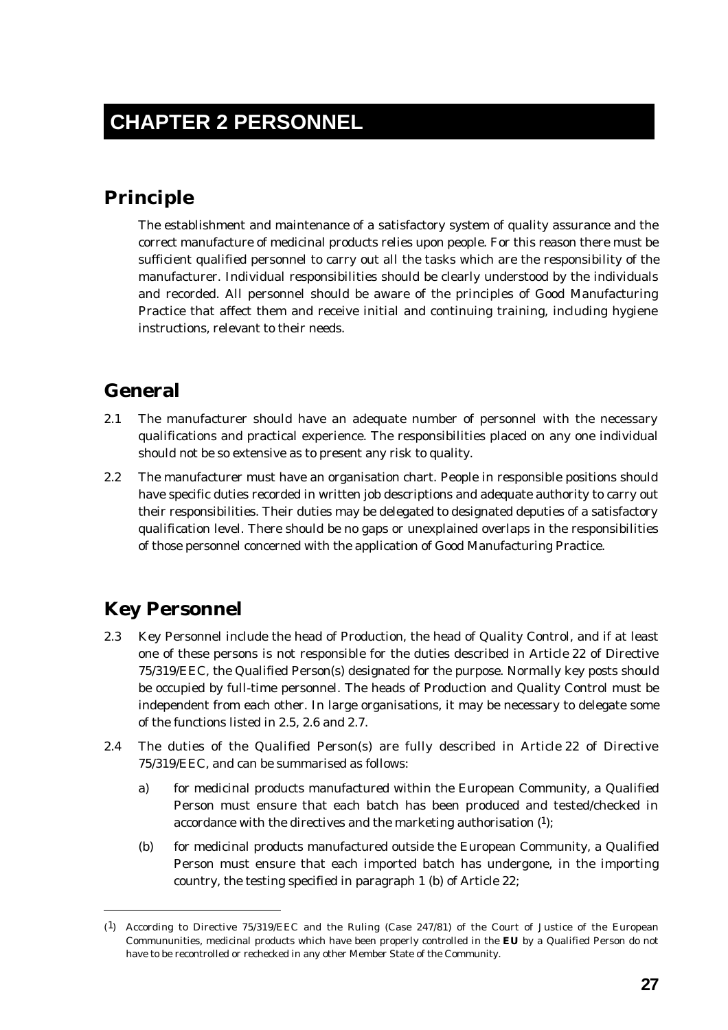# CHAPTER 2 PERSONNEL

## Principle

The establishment and maintenance of a satisfactory system of quality assurance and the correct manufacture of medicinal products relies upon people. For this reason there must be sufficient qualified personnel to carry out all the tasks which are the responsibility of the manufacturer. Individual responsibilities should be clearly understood by the individuals and recorded. All personnel should be aware of the principles of Good Manufacturing Practice that affect them and receive initial and continuing training, including hygiene instructions, relevant to their needs.

## General

2.1 The manufacturer should have an adequate number of personnel with the necessary qualifications and practical experience. The responsibilities placed on any one individual should not be so extensive as to present any risk to quality.

2.2 The manufacturer must have an organisation chart. People in responsible positions should have specific duties recorded in written job descriptions and adequate authority to carry out their responsibilities. Their duties may be delegated to designated deputies of a satisfactory qualification level. There should be no gaps or unexplained overlaps in the responsibilities of those personnel concerned with the application of Good Manufacturing Practice.

## Key Personnel

2.3 Key Personnel include the head of Production, the head of Quality Control, and if at least one of these persons is not responsible for the duties described in Article 22 of Directive 75/319/EEC, the Qualified Person(s) designated for the purpose. Normally key posts should be occupied by full-time personnel. The heads of Production and Quality Control must be independent from each other. In large organisations, it may be necessary to delegate some of the functions listed in 2.5, 2.6 and 2.7.

2.4 The duties of the Qualified Person(s) are fully described in Article 22 of Directive 75/319/EEC, and can be summarised as follows:

a) for medicinal products manufactured within the European Community, a Qualified Person must ensure that each batch has been produced and tested/checked in accordance with the directives and the marketing authorisation [1];

(b) for medicinal products manufactured outside the European Community, a Qualified Person must ensure that each imported batch has undergone, in the importing country, the testing specified in paragraph 1 (b) of Article 22;

---

(1) According to Directive 75/319/EEC and the Ruling (Case 247/81) of the Court of Justice of the European Commununities, medicinal products which have been properly controlled in the **EU** by a Qualified Person do not have to be recontrolled or rechecked in any other Member State of the Community.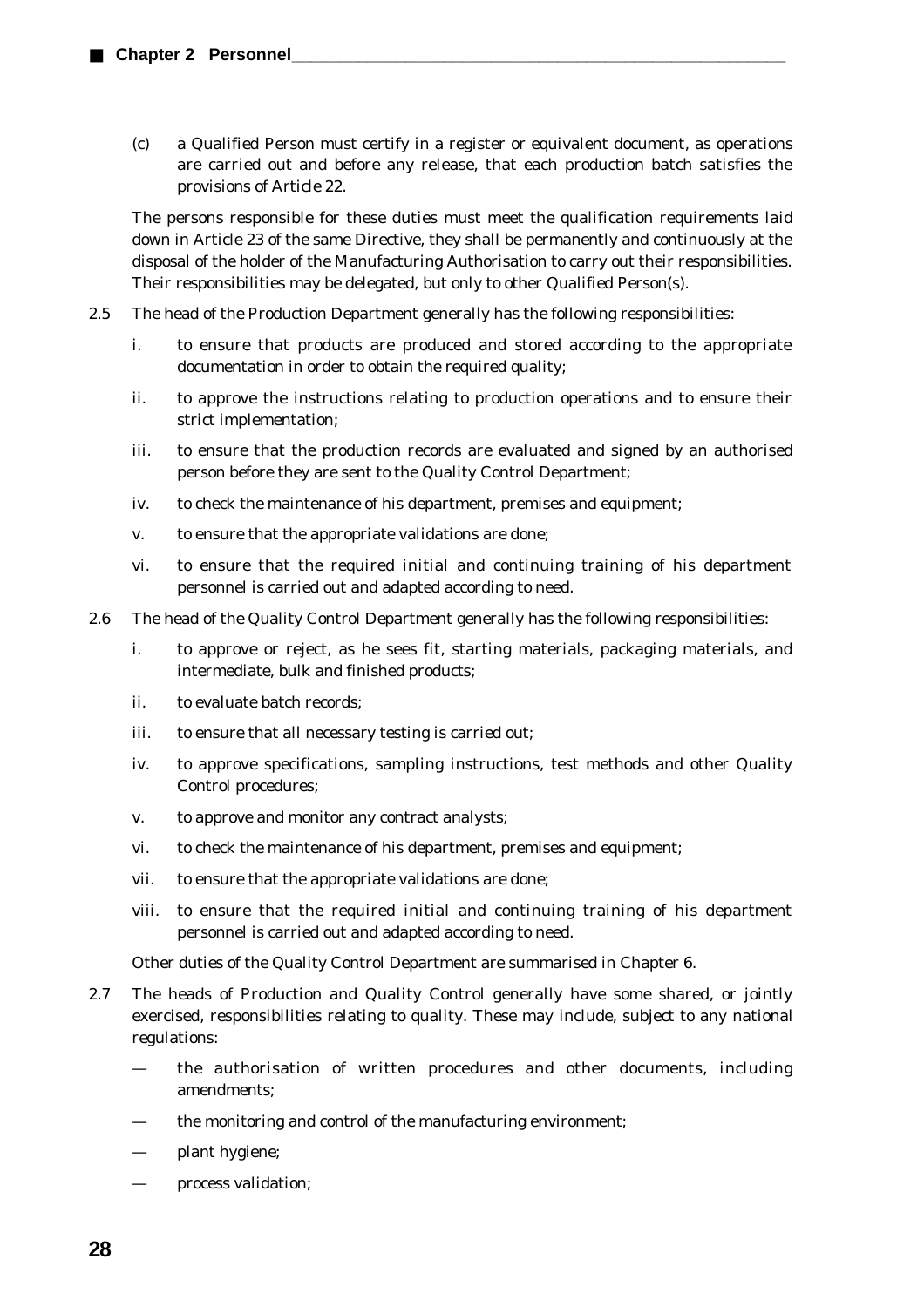(c) a Qualified Person must certify in a register or equivalent document, as operations are carried out and before any release, that each production batch satisfies the provisions of Article 22.

The persons responsible for these duties must meet the qualification requirements laid down in Article 23 of the same Directive, they shall be permanently and continuously at the disposal of the holder of the Manufacturing Authorisation to carry out their responsibilities. Their responsibilities may be delegated, but only to other Qualified Person(s).

2.5 The head of the Production Department generally has the following responsibilities:

   i. to ensure that products are produced and stored according to the appropriate documentation in order to obtain the required quality;

   ii. to approve the instructions relating to production operations and to ensure their strict implementation;

   iii. to ensure that the production records are evaluated and signed by an authorised person before they are sent to the Quality Control Department;

   iv. to check the maintenance of his department, premises and equipment;

   v. to ensure that the appropriate validations are done;

   vi. to ensure that the required initial and continuing training of his department personnel is carried out and adapted according to need.

2.6 The head of the Quality Control Department generally has the following responsibilities:

   i. to approve or reject, as he sees fit, starting materials, packaging materials, and intermediate, bulk and finished products;

   ii. to evaluate batch records;

   iii. to ensure that all necessary testing is carried out;

   iv. to approve specifications, sampling instructions, test methods and other Quality Control procedures;

   v. to approve and monitor any contract analysts;

   vi. to check the maintenance of his department, premises and equipment;

   vii. to ensure that the appropriate validations are done;

   viii. to ensure that the required initial and continuing training of his department personnel is carried out and adapted according to need.

Other duties of the Quality Control Department are summarised in Chapter 6.

2.7 The heads of Production and Quality Control generally have some shared, or jointly exercised, responsibilities relating to quality. These may include, subject to any national regulations:

   — the authorisation of written procedures and other documents, including amendments;

   — the monitoring and control of the manufacturing environment;

   — plant hygiene;

   — process validation;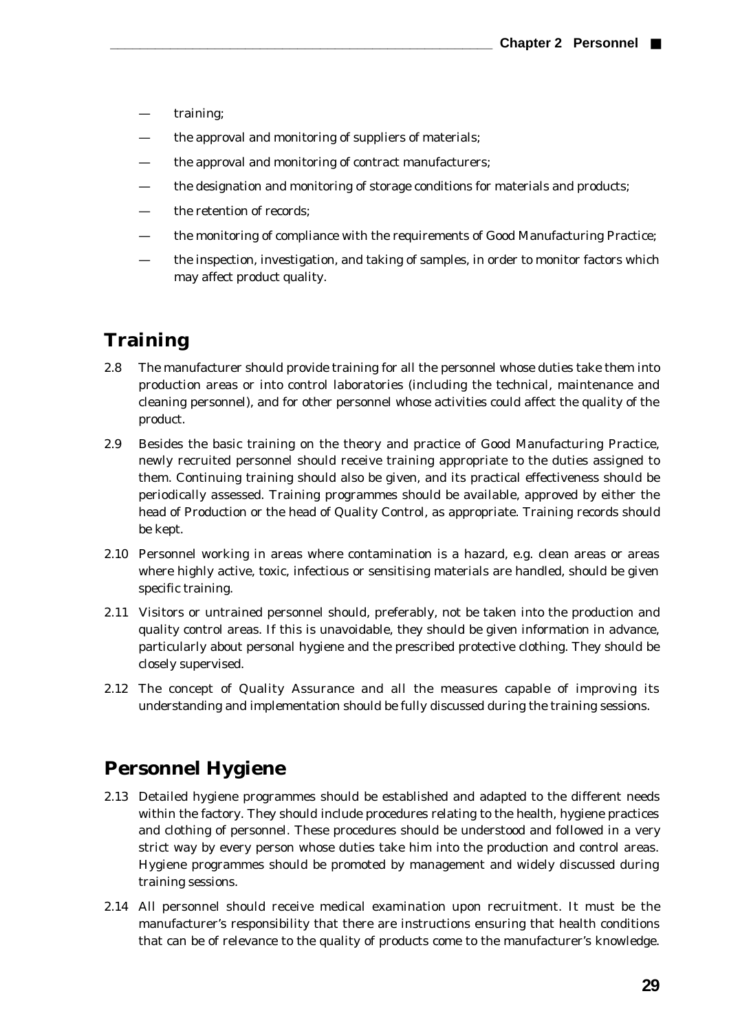- training;
- the approval and monitoring of suppliers of materials;
- the approval and monitoring of contract manufacturers;
- the designation and monitoring of storage conditions for materials and products;
- the retention of records;
- the monitoring of compliance with the requirements of Good Manufacturing Practice;
- the inspection, investigation, and taking of samples, in order to monitor factors which may affect product quality.

## Training

2.8 The manufacturer should provide training for all the personnel whose duties take them into production areas or into control laboratories (including the technical, maintenance and cleaning personnel), and for other personnel whose activities could affect the quality of the product.

2.9 Besides the basic training on the theory and practice of Good Manufacturing Practice, newly recruited personnel should receive training appropriate to the duties assigned to them. Continuing training should also be given, and its practical effectiveness should be periodically assessed. Training programmes should be available, approved by either the head of Production or the head of Quality Control, as appropriate. Training records should be kept.

2.10 Personnel working in areas where contamination is a hazard, e.g. clean areas or areas where highly active, toxic, infectious or sensitising materials are handled, should be given specific training.

2.11 Visitors or untrained personnel should, preferably, not be taken into the production and quality control areas. If this is unavoidable, they should be given information in advance, particularly about personal hygiene and the prescribed protective clothing. They should be closely supervised.

2.12 The concept of Quality Assurance and all the measures capable of improving its understanding and implementation should be fully discussed during the training sessions.

## Personnel Hygiene

2.13 Detailed hygiene programmes should be established and adapted to the different needs within the factory. They should include procedures relating to the health, hygiene practices and clothing of personnel. These procedures should be understood and followed in a very strict way by every person whose duties take him into the production and control areas. Hygiene programmes should be promoted by management and widely discussed during training sessions.

2.14 All personnel should receive medical examination upon recruitment. It must be the manufacturer's responsibility that there are instructions ensuring that health conditions that can be of relevance to the quality of products come to the manufacturer's knowledge.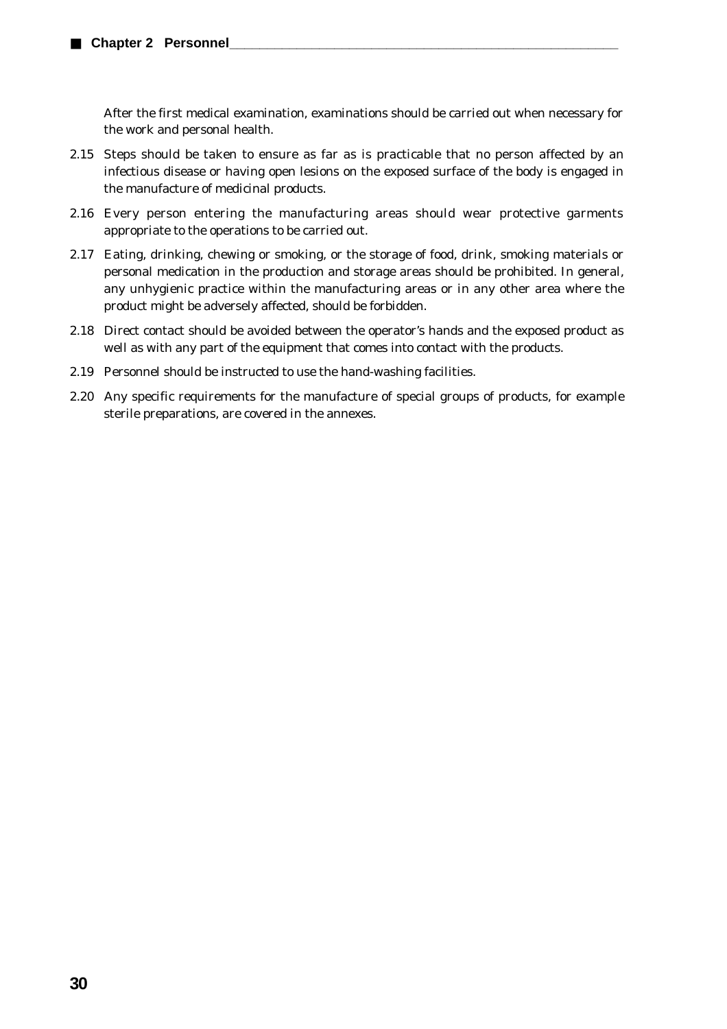After the first medical examination, examinations should be carried out when necessary for the work and personal health.

2.15 Steps should be taken to ensure as far as is practicable that no person affected by an infectious disease or having open lesions on the exposed surface of the body is engaged in the manufacture of medicinal products.

2.16 Every person entering the manufacturing areas should wear protective garments appropriate to the operations to be carried out.

2.17 Eating, drinking, chewing or smoking, or the storage of food, drink, smoking materials or personal medication in the production and storage areas should be prohibited. In general, any unhygienic practice within the manufacturing areas or in any other area where the product might be adversely affected, should be forbidden.

2.18 Direct contact should be avoided between the operator's hands and the exposed product as well as with any part of the equipment that comes into contact with the products.

2.19 Personnel should be instructed to use the hand-washing facilities.

2.20 Any specific requirements for the manufacture of special groups of products, for example sterile preparations, are covered in the annexes.